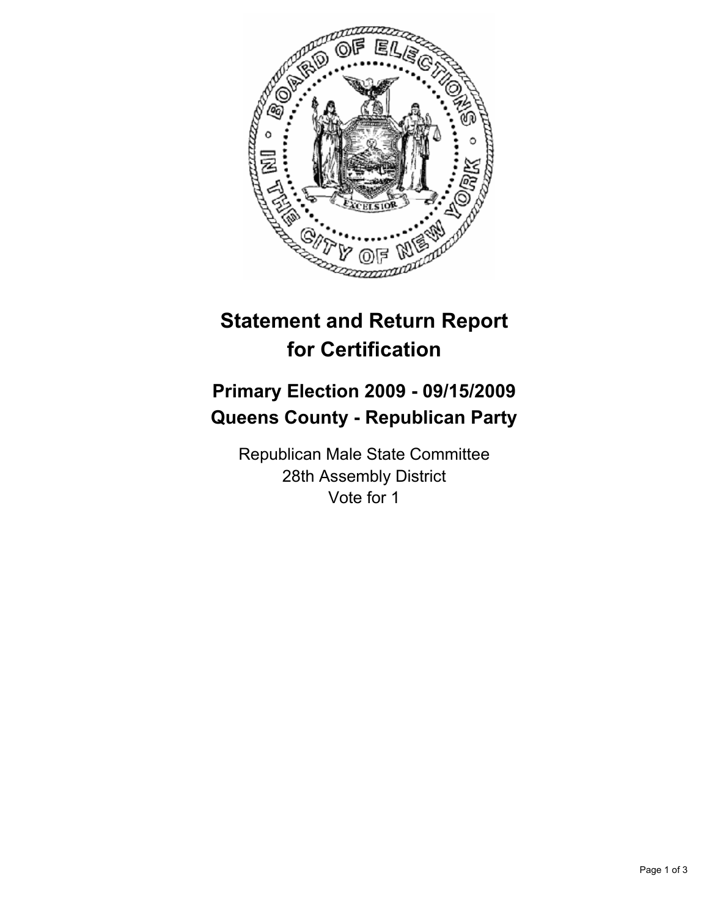# Statement and Return Report for Certification

## Primary Election 2009 - 09/15/2009
## Queens County - Republican Party

Republican Male State Committee
28th Assembly District
Vote for 1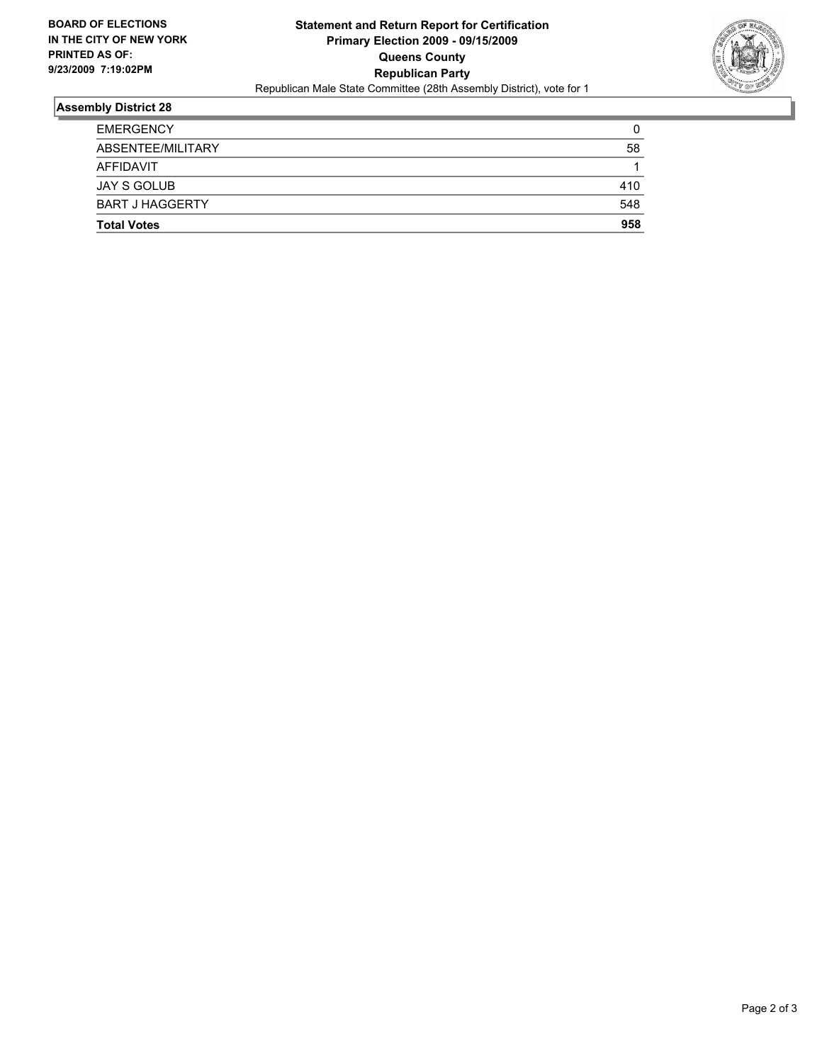**BOARD OF ELECTIONS IN THE CITY OF NEW YORK**
**PRINTED AS OF: 9/23/2009 7:19:02PM**

**Statement and Return Report for Certification**
**Primary Election 2009 - 09/15/2009**
**Queens County**
**Republican Party**
Republican Male State Committee (28th Assembly District), vote for 1

## Assembly District 28

| | |
|---|---|
| EMERGENCY | 0 |
| ABSENTEE/MILITARY | 58 |
| AFFIDAVIT | 1 |
| JAY S GOLUB | 410 |
| BART J HAGGERTY | 548 |
| **Total Votes** | **958** |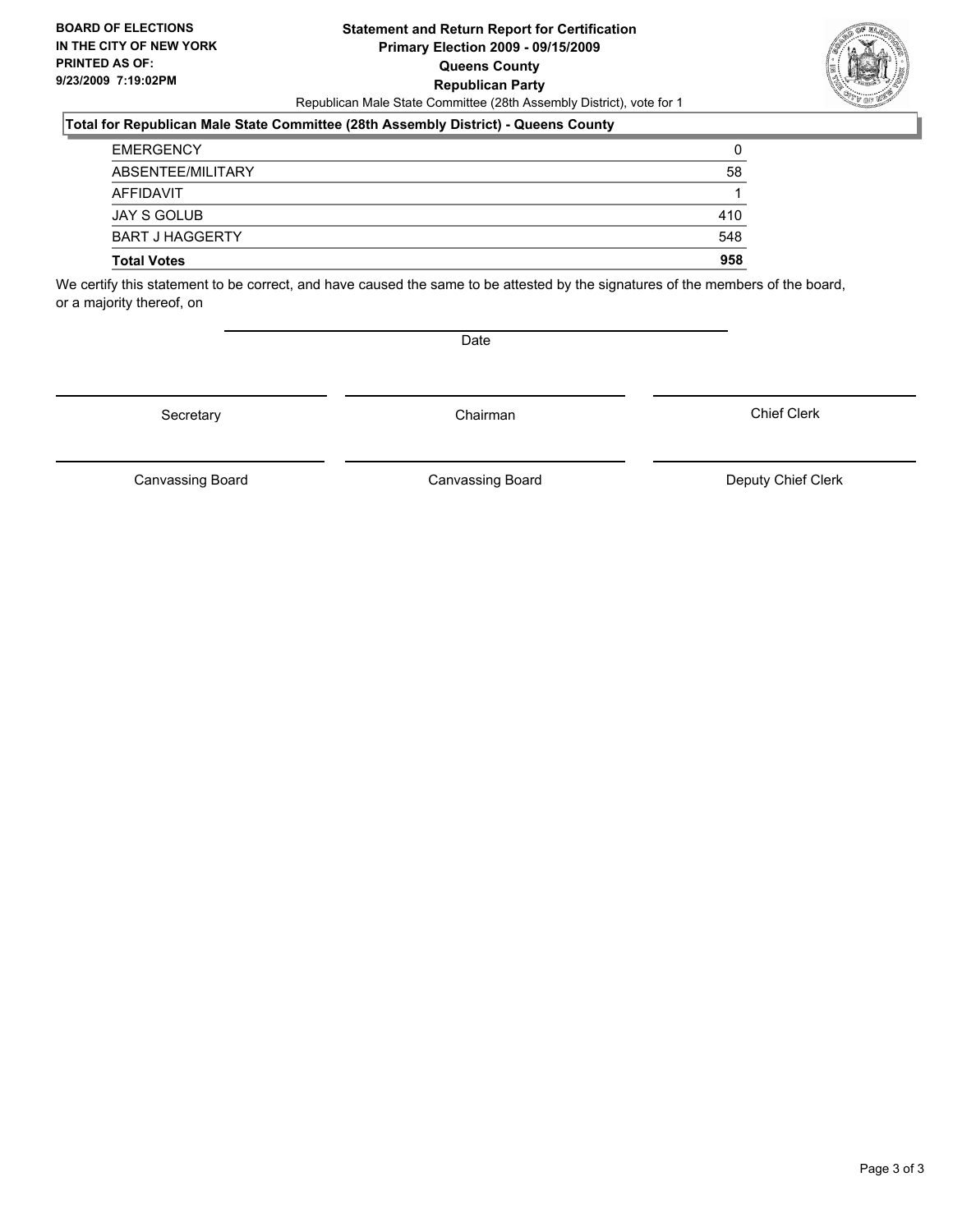**BOARD OF ELECTIONS IN THE CITY OF NEW YORK PRINTED AS OF: 9/23/2009 7:19:02PM**

# Statement and Return Report for Certification Primary Election 2009 - 09/15/2009 Queens County Republican Party

Republican Male State Committee (28th Assembly District), vote for 1

## Total for Republican Male State Committee (28th Assembly District) - Queens County

| | |
|---|---|
| EMERGENCY | 0 |
| ABSENTEE/MILITARY | 58 |
| AFFIDAVIT | 1 |
| JAY S GOLUB | 410 |
| BART J HAGGERTY | 548 |
| **Total Votes** | **958** |

We certify this statement to be correct, and have caused the same to be attested by the signatures of the members of the board, or a majority thereof, on

Date

Secretary

Chairman

Chief Clerk

Canvassing Board

Canvassing Board

Deputy Chief Clerk